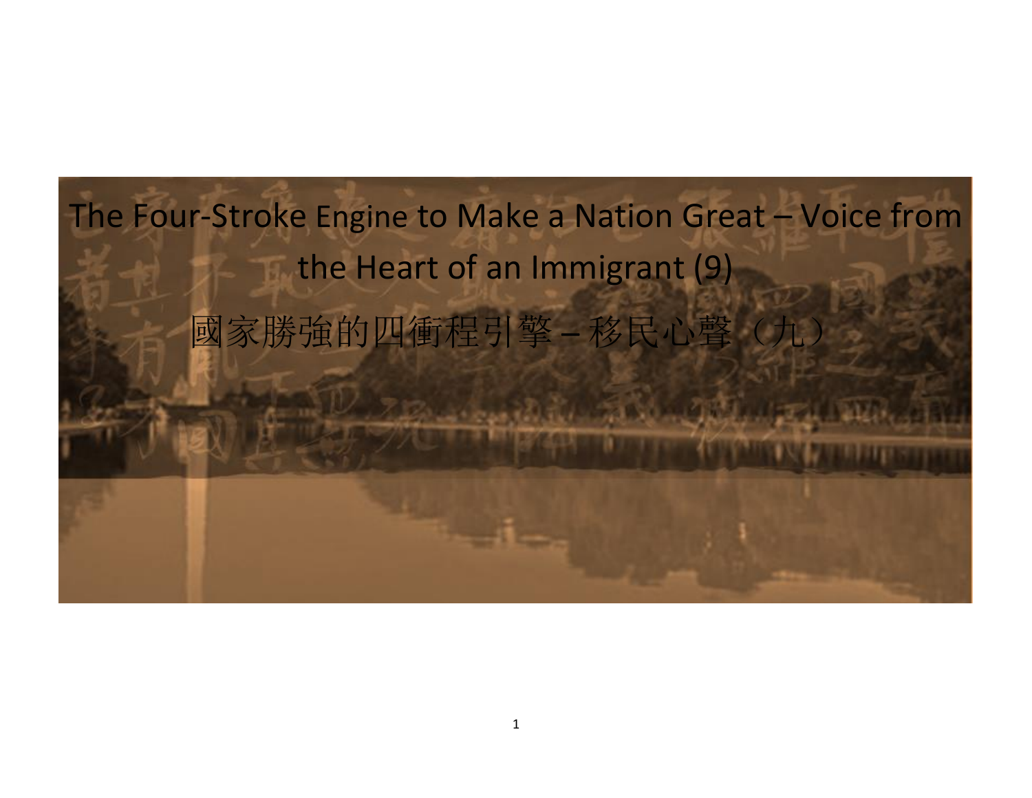# The Four-Stroke Engine to Make a Nation Great – Voice from the Heart of an Immigrant (9)

# 國家勝強的四衝程引擎 – 移民心聲（九）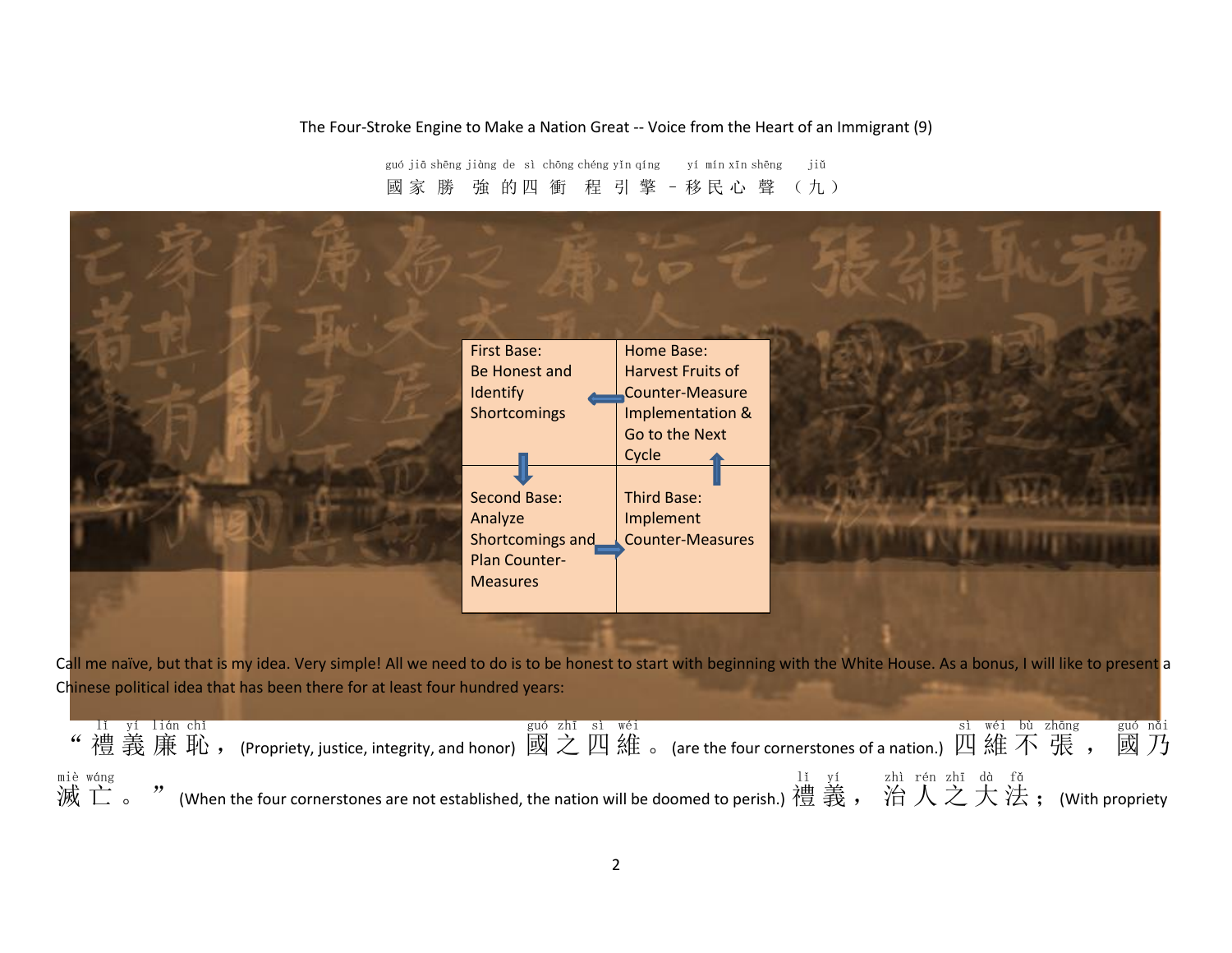The Four-Stroke Engine to Make a Nation Great -- Voice from the Heart of an Immigrant (9)

guó jiā shēng jiàng de sì chōng chéng yǐn qíng yí mín xīn shēng jiǔ
國家勝強的四衝程引擎－移民心聲（九）

| First Base: Be Honest and Identify Shortcomings | Home Base: Harvest Fruits of Counter-Measure Implementation & Go to the Next Cycle |
| --- | --- |
| Second Base: Analyze Shortcomings and Plan Counter-Measures | Third Base: Implement Counter-Measures |

Call me naïve, but that is my idea. Very simple! All we need to do is to be honest to start with beginning with the White House. As a bonus, I will like to present a Chinese political idea that has been there for at least four hundred years:

“禮義廉恥，(Propriety, justice, integrity, and honor) 國之四維。(are the four cornerstones of a nation.) 四維不張，國乃滅亡。” (When the four cornerstones are not established, the nation will be doomed to perish.) 禮義，治人之大法；(With propriety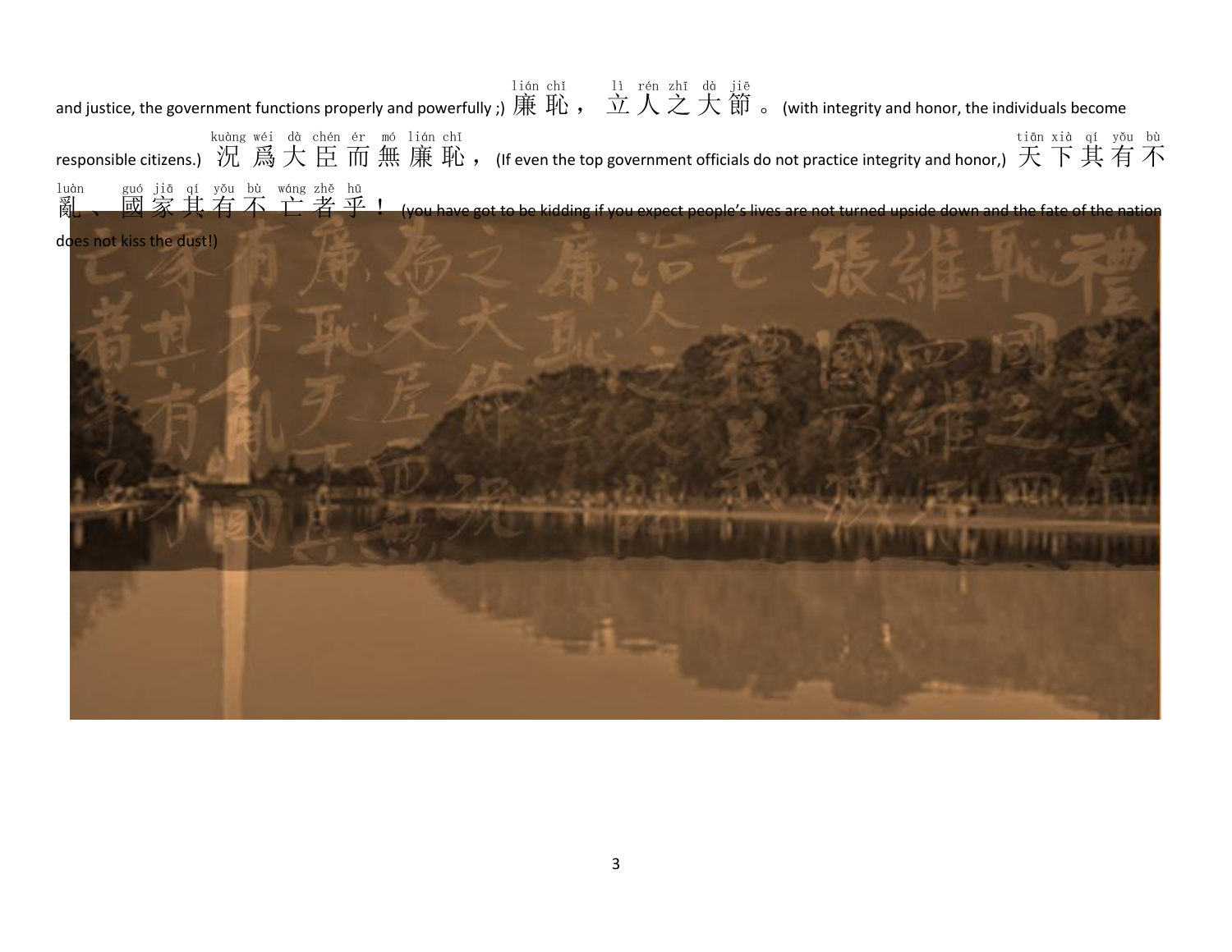and justice, the government functions properly and powerfully ;) 廉恥， 立人之大節 。 (with integrity and honor, the individuals become responsible citizens.) 況爲大臣而無廉恥， (If even the top government officials do not practice integrity and honor,) 天下其有不亂、國家其有不亡者乎！ (you have got to be kidding if you expect people's lives are not turned upside down and the fate of the nation does not kiss the dust!)